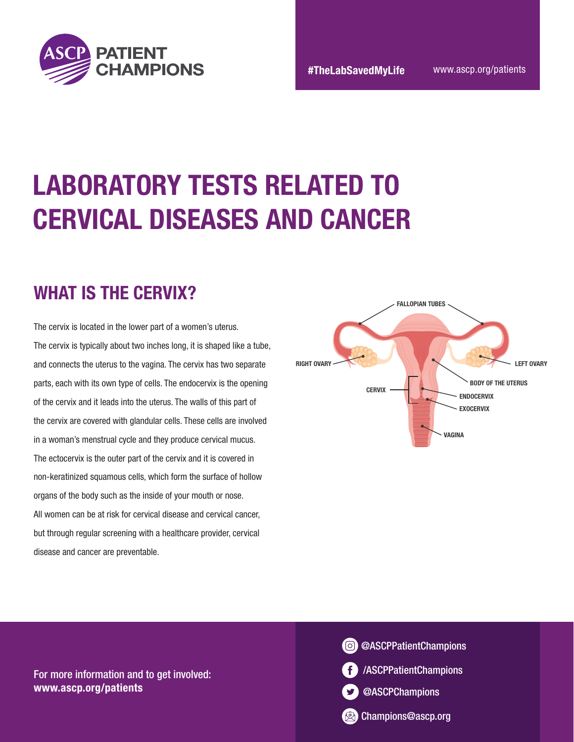# LABORATORY TESTS RELATED TO CERVICAL DISEASES AND CANCER

## WHAT IS THE CERVIX?

The cervix is located in the lower part of a women's uterus. The cervix is typically about two inches long, it is shaped like a tube, and connects the uterus to the vagina. The cervix has two separate parts, each with its own type of cells. The endocervix is the opening of the cervix and it leads into the uterus. The walls of this part of the cervix are covered with glandular cells. These cells are involved in a woman's menstrual cycle and they produce cervical mucus. The ectocervix is the outer part of the cervix and it is covered in non-keratinized squamous cells, which form the surface of hollow organs of the body such as the inside of your mouth or nose. All women can be at risk for cervical disease and cervical cancer, but through regular screening with a healthcare provider, cervical disease and cancer are preventable.

FALLOPIAN TUBES
RIGHT OVARY
LEFT OVARY
BODY OF THE UTERUS
CERVIX
ENDOCERVIX
EXOCERVIX
VAGINA

For more information and to get involved:
**www.ascp.org/patients**

@ASCPPatientChampions
/ASCPPatientChampions
@ASCPChampions
Champions@ascp.org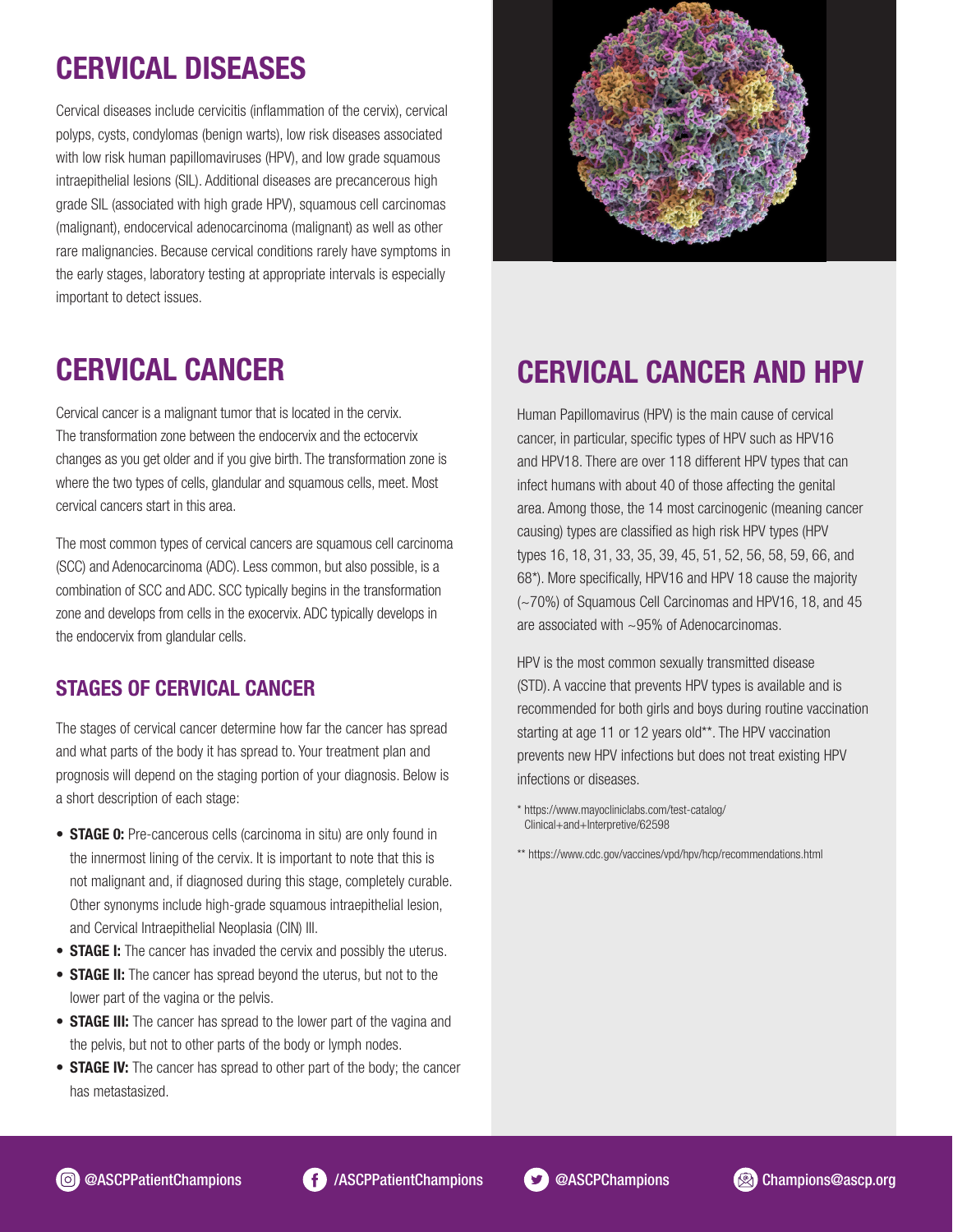# CERVICAL DISEASES

Cervical diseases include cervicitis (inflammation of the cervix), cervical polyps, cysts, condylomas (benign warts), low risk diseases associated with low risk human papillomaviruses (HPV), and low grade squamous intraepithelial lesions (SIL). Additional diseases are precancerous high grade SIL (associated with high grade HPV), squamous cell carcinomas (malignant), endocervical adenocarcinoma (malignant) as well as other rare malignancies. Because cervical conditions rarely have symptoms in the early stages, laboratory testing at appropriate intervals is especially important to detect issues.

# CERVICAL CANCER

Cervical cancer is a malignant tumor that is located in the cervix. The transformation zone between the endocervix and the ectocervix changes as you get older and if you give birth. The transformation zone is where the two types of cells, glandular and squamous cells, meet. Most cervical cancers start in this area.

The most common types of cervical cancers are squamous cell carcinoma (SCC) and Adenocarcinoma (ADC). Less common, but also possible, is a combination of SCC and ADC. SCC typically begins in the transformation zone and develops from cells in the exocervix. ADC typically develops in the endocervix from glandular cells.

## STAGES OF CERVICAL CANCER

The stages of cervical cancer determine how far the cancer has spread and what parts of the body it has spread to. Your treatment plan and prognosis will depend on the staging portion of your diagnosis. Below is a short description of each stage:

- **STAGE 0:** Pre-cancerous cells (carcinoma in situ) are only found in the innermost lining of the cervix. It is important to note that this is not malignant and, if diagnosed during this stage, completely curable. Other synonyms include high-grade squamous intraepithelial lesion, and Cervical Intraepithelial Neoplasia (CIN) III.
- **STAGE I:** The cancer has invaded the cervix and possibly the uterus.
- **STAGE II:** The cancer has spread beyond the uterus, but not to the lower part of the vagina or the pelvis.
- **STAGE III:** The cancer has spread to the lower part of the vagina and the pelvis, but not to other parts of the body or lymph nodes.
- **STAGE IV:** The cancer has spread to other part of the body; the cancer has metastasized.

# CERVICAL CANCER AND HPV

Human Papillomavirus (HPV) is the main cause of cervical cancer, in particular, specific types of HPV such as HPV16 and HPV18. There are over 118 different HPV types that can infect humans with about 40 of those affecting the genital area. Among those, the 14 most carcinogenic (meaning cancer causing) types are classified as high risk HPV types (HPV types 16, 18, 31, 33, 35, 39, 45, 51, 52, 56, 58, 59, 66, and 68*). More specifically, HPV16 and HPV 18 cause the majority (~70%) of Squamous Cell Carcinomas and HPV16, 18, and 45 are associated with ~95% of Adenocarcinomas.

HPV is the most common sexually transmitted disease (STD). A vaccine that prevents HPV types is available and is recommended for both girls and boys during routine vaccination starting at age 11 or 12 years old**. The HPV vaccination prevents new HPV infections but does not treat existing HPV infections or diseases.

* https://www.mayocliniclabs.com/test-catalog/Clinical+and+Interpretive/62598

** https://www.cdc.gov/vaccines/vpd/hpv/hcp/recommendations.html

@ASCPPatientChampions | /ASCPPatientChampions | @ASCPChampions | Champions@ascp.org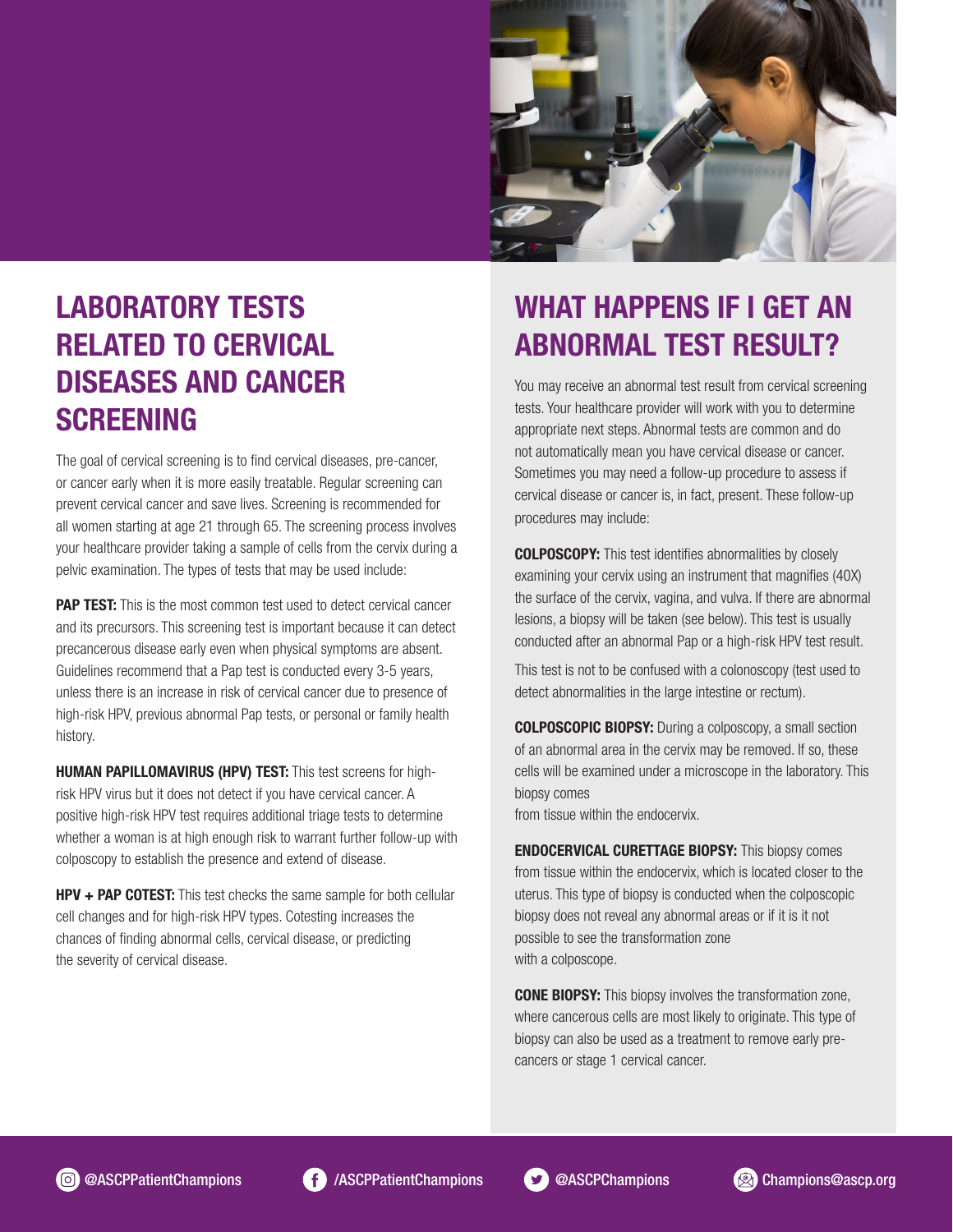# LABORATORY TESTS RELATED TO CERVICAL DISEASES AND CANCER SCREENING

The goal of cervical screening is to find cervical diseases, pre-cancer, or cancer early when it is more easily treatable. Regular screening can prevent cervical cancer and save lives. Screening is recommended for all women starting at age 21 through 65. The screening process involves your healthcare provider taking a sample of cells from the cervix during a pelvic examination. The types of tests that may be used include:

**PAP TEST:** This is the most common test used to detect cervical cancer and its precursors. This screening test is important because it can detect precancerous disease early even when physical symptoms are absent. Guidelines recommend that a Pap test is conducted every 3-5 years, unless there is an increase in risk of cervical cancer due to presence of high-risk HPV, previous abnormal Pap tests, or personal or family health history.

**HUMAN PAPILLOMAVIRUS (HPV) TEST:** This test screens for high-risk HPV virus but it does not detect if you have cervical cancer. A positive high-risk HPV test requires additional triage tests to determine whether a woman is at high enough risk to warrant further follow-up with colposcopy to establish the presence and extend of disease.

**HPV + PAP COTEST:** This test checks the same sample for both cellular cell changes and for high-risk HPV types. Cotesting increases the chances of finding abnormal cells, cervical disease, or predicting the severity of cervical disease.

# WHAT HAPPENS IF I GET AN ABNORMAL TEST RESULT?

You may receive an abnormal test result from cervical screening tests. Your healthcare provider will work with you to determine appropriate next steps. Abnormal tests are common and do not automatically mean you have cervical disease or cancer. Sometimes you may need a follow-up procedure to assess if cervical disease or cancer is, in fact, present. These follow-up procedures may include:

**COLPOSCOPY:** This test identifies abnormalities by closely examining your cervix using an instrument that magnifies (40X) the surface of the cervix, vagina, and vulva. If there are abnormal lesions, a biopsy will be taken (see below). This test is usually conducted after an abnormal Pap or a high-risk HPV test result.

This test is not to be confused with a colonoscopy (test used to detect abnormalities in the large intestine or rectum).

**COLPOSCOPIC BIOPSY:** During a colposcopy, a small section of an abnormal area in the cervix may be removed. If so, these cells will be examined under a microscope in the laboratory. This biopsy comes from tissue within the endocervix.

**ENDOCERVICAL CURETTAGE BIOPSY:** This biopsy comes from tissue within the endocervix, which is located closer to the uterus. This type of biopsy is conducted when the colposcopic biopsy does not reveal any abnormal areas or if it is it not possible to see the transformation zone with a colposcope.

**CONE BIOPSY:** This biopsy involves the transformation zone, where cancerous cells are most likely to originate. This type of biopsy can also be used as a treatment to remove early pre-cancers or stage 1 cervical cancer.

@ASCPPatientChampions | /ASCPPatientChampions | @ASCPChampions | Champions@ascp.org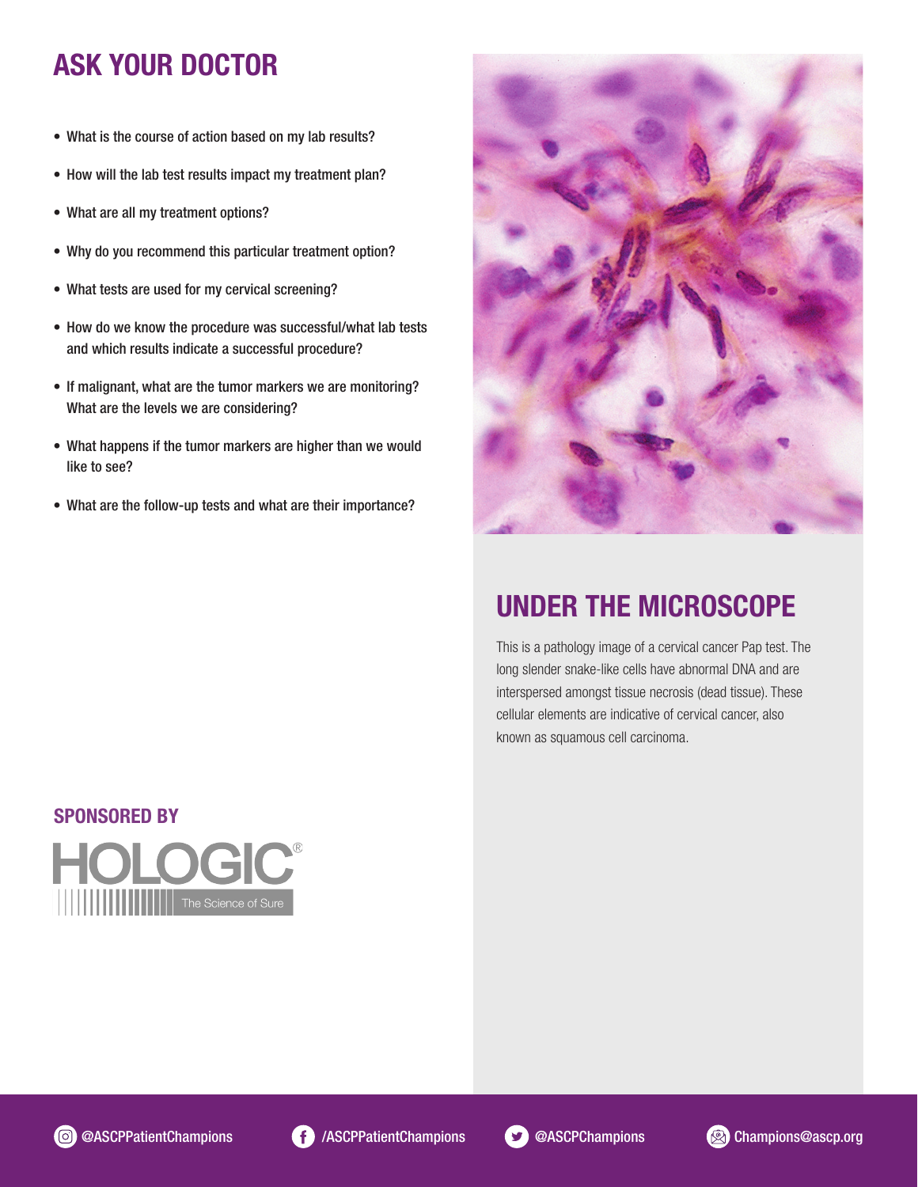## ASK YOUR DOCTOR

- What is the course of action based on my lab results?
- How will the lab test results impact my treatment plan?
- What are all my treatment options?
- Why do you recommend this particular treatment option?
- What tests are used for my cervical screening?
- How do we know the procedure was successful/what lab tests and which results indicate a successful procedure?
- If malignant, what are the tumor markers we are monitoring? What are the levels we are considering?
- What happens if the tumor markers are higher than we would like to see?
- What are the follow-up tests and what are their importance?

## UNDER THE MICROSCOPE

This is a pathology image of a cervical cancer Pap test. The long slender snake-like cells have abnormal DNA and are interspersed amongst tissue necrosis (dead tissue). These cellular elements are indicative of cervical cancer, also known as squamous cell carcinoma.

**SPONSORED BY**

HOLOGIC® The Science of Sure

@ASCPPatientChampions /ASCPPatientChampions @ASCPChampions Champions@ascp.org